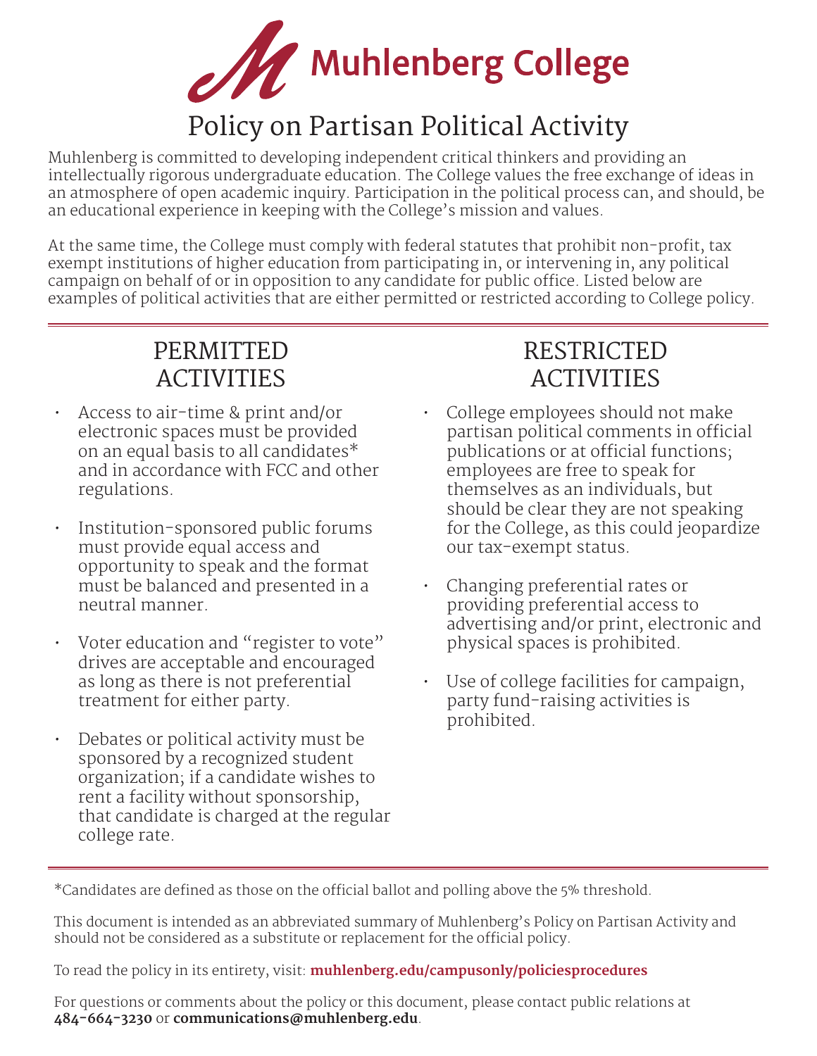# Muhlenberg College

## Policy on Partisan Political Activity

Muhlenberg is committed to developing independent critical thinkers and providing an intellectually rigorous undergraduate education. The College values the free exchange of ideas in an atmosphere of open academic inquiry. Participation in the political process can, and should, be an educational experience in keeping with the College's mission and values.

At the same time, the College must comply with federal statutes that prohibit non-profit, tax exempt institutions of higher education from participating in, or intervening in, any political campaign on behalf of or in opposition to any candidate for public office. Listed below are examples of political activities that are either permitted or restricted according to College policy.

### PERMITTED ACTIVITIES

- Access to air-time & print and/or electronic spaces must be provided on an equal basis to all candidates* and in accordance with FCC and other regulations.
- Institution-sponsored public forums must provide equal access and opportunity to speak and the format must be balanced and presented in a neutral manner.
- Voter education and "register to vote" drives are acceptable and encouraged as long as there is not preferential treatment for either party.
- Debates or political activity must be sponsored by a recognized student organization; if a candidate wishes to rent a facility without sponsorship, that candidate is charged at the regular college rate.

### RESTRICTED ACTIVITIES

- College employees should not make partisan political comments in official publications or at official functions; employees are free to speak for themselves as an individuals, but should be clear they are not speaking for the College, as this could jeopardize our tax-exempt status.
- Changing preferential rates or providing preferential access to advertising and/or print, electronic and physical spaces is prohibited.
- Use of college facilities for campaign, party fund-raising activities is prohibited.

*Candidates are defined as those on the official ballot and polling above the 5% threshold.

This document is intended as an abbreviated summary of Muhlenberg's Policy on Partisan Activity and should not be considered as a substitute or replacement for the official policy.

To read the policy in its entirety, visit: **muhlenberg.edu/campusonly/policiesprocedures**

For questions or comments about the policy or this document, please contact public relations at **484-664-3230** or **communications@muhlenberg.edu**.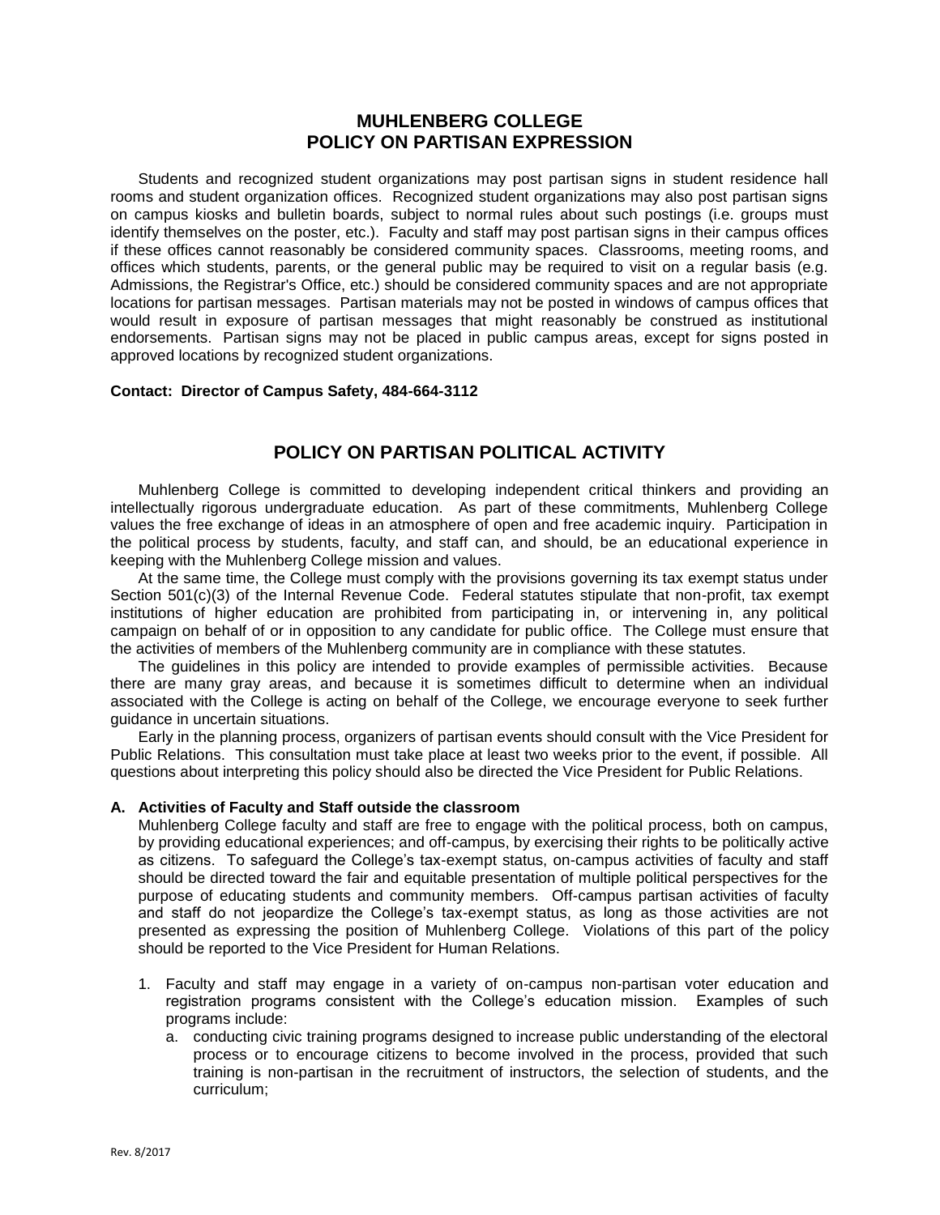# MUHLENBERG COLLEGE
# POLICY ON PARTISAN EXPRESSION

Students and recognized student organizations may post partisan signs in student residence hall rooms and student organization offices. Recognized student organizations may also post partisan signs on campus kiosks and bulletin boards, subject to normal rules about such postings (i.e. groups must identify themselves on the poster, etc.). Faculty and staff may post partisan signs in their campus offices if these offices cannot reasonably be considered community spaces. Classrooms, meeting rooms, and offices which students, parents, or the general public may be required to visit on a regular basis (e.g. Admissions, the Registrar's Office, etc.) should be considered community spaces and are not appropriate locations for partisan messages. Partisan materials may not be posted in windows of campus offices that would result in exposure of partisan messages that might reasonably be construed as institutional endorsements. Partisan signs may not be placed in public campus areas, except for signs posted in approved locations by recognized student organizations.

**Contact: Director of Campus Safety, 484-664-3112**

## POLICY ON PARTISAN POLITICAL ACTIVITY

Muhlenberg College is committed to developing independent critical thinkers and providing an intellectually rigorous undergraduate education. As part of these commitments, Muhlenberg College values the free exchange of ideas in an atmosphere of open and free academic inquiry. Participation in the political process by students, faculty, and staff can, and should, be an educational experience in keeping with the Muhlenberg College mission and values.

At the same time, the College must comply with the provisions governing its tax exempt status under Section 501(c)(3) of the Internal Revenue Code. Federal statutes stipulate that non-profit, tax exempt institutions of higher education are prohibited from participating in, or intervening in, any political campaign on behalf of or in opposition to any candidate for public office. The College must ensure that the activities of members of the Muhlenberg community are in compliance with these statutes.

The guidelines in this policy are intended to provide examples of permissible activities. Because there are many gray areas, and because it is sometimes difficult to determine when an individual associated with the College is acting on behalf of the College, we encourage everyone to seek further guidance in uncertain situations.

Early in the planning process, organizers of partisan events should consult with the Vice President for Public Relations. This consultation must take place at least two weeks prior to the event, if possible. All questions about interpreting this policy should also be directed the Vice President for Public Relations.

### A. Activities of Faculty and Staff outside the classroom

Muhlenberg College faculty and staff are free to engage with the political process, both on campus, by providing educational experiences; and off-campus, by exercising their rights to be politically active as citizens. To safeguard the College's tax-exempt status, on-campus activities of faculty and staff should be directed toward the fair and equitable presentation of multiple political perspectives for the purpose of educating students and community members. Off-campus partisan activities of faculty and staff do not jeopardize the College's tax-exempt status, as long as those activities are not presented as expressing the position of Muhlenberg College. Violations of this part of the policy should be reported to the Vice President for Human Relations.

1. Faculty and staff may engage in a variety of on-campus non-partisan voter education and registration programs consistent with the College's education mission. Examples of such programs include:
   a. conducting civic training programs designed to increase public understanding of the electoral process or to encourage citizens to become involved in the process, provided that such training is non-partisan in the recruitment of instructors, the selection of students, and the curriculum;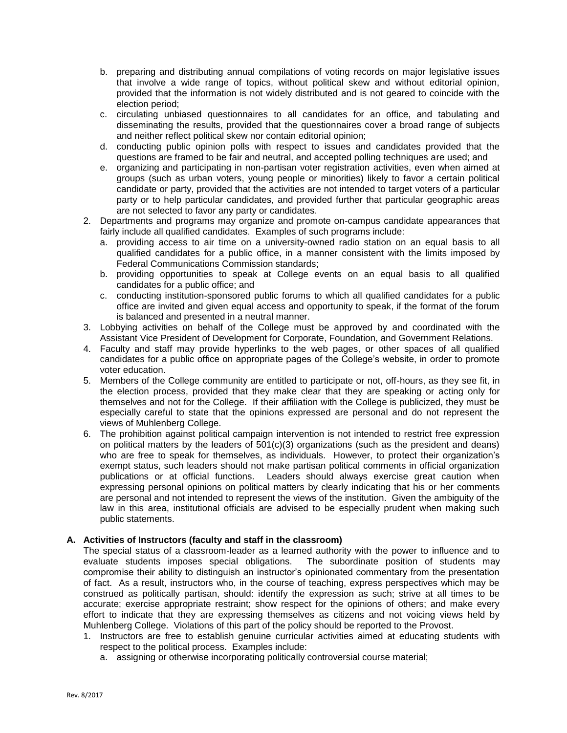b. preparing and distributing annual compilations of voting records on major legislative issues that involve a wide range of topics, without political skew and without editorial opinion, provided that the information is not widely distributed and is not geared to coincide with the election period;
   c. circulating unbiased questionnaires to all candidates for an office, and tabulating and disseminating the results, provided that the questionnaires cover a broad range of subjects and neither reflect political skew nor contain editorial opinion;
   d. conducting public opinion polls with respect to issues and candidates provided that the questions are framed to be fair and neutral, and accepted polling techniques are used; and
   e. organizing and participating in non-partisan voter registration activities, even when aimed at groups (such as urban voters, young people or minorities) likely to favor a certain political candidate or party, provided that the activities are not intended to target voters of a particular party or to help particular candidates, and provided further that particular geographic areas are not selected to favor any party or candidates.

2. Departments and programs may organize and promote on-campus candidate appearances that fairly include all qualified candidates. Examples of such programs include:
   a. providing access to air time on a university-owned radio station on an equal basis to all qualified candidates for a public office, in a manner consistent with the limits imposed by Federal Communications Commission standards;
   b. providing opportunities to speak at College events on an equal basis to all qualified candidates for a public office; and
   c. conducting institution-sponsored public forums to which all qualified candidates for a public office are invited and given equal access and opportunity to speak, if the format of the forum is balanced and presented in a neutral manner.
3. Lobbying activities on behalf of the College must be approved by and coordinated with the Assistant Vice President of Development for Corporate, Foundation, and Government Relations.
4. Faculty and staff may provide hyperlinks to the web pages, or other spaces of all qualified candidates for a public office on appropriate pages of the College's website, in order to promote voter education.
5. Members of the College community are entitled to participate or not, off-hours, as they see fit, in the election process, provided that they make clear that they are speaking or acting only for themselves and not for the College. If their affiliation with the College is publicized, they must be especially careful to state that the opinions expressed are personal and do not represent the views of Muhlenberg College.
6. The prohibition against political campaign intervention is not intended to restrict free expression on political matters by the leaders of 501(c)(3) organizations (such as the president and deans) who are free to speak for themselves, as individuals. However, to protect their organization's exempt status, such leaders should not make partisan political comments in official organization publications or at official functions. Leaders should always exercise great caution when expressing personal opinions on political matters by clearly indicating that his or her comments are personal and not intended to represent the views of the institution. Given the ambiguity of the law in this area, institutional officials are advised to be especially prudent when making such public statements.

**A. Activities of Instructors (faculty and staff in the classroom)**

The special status of a classroom-leader as a learned authority with the power to influence and to evaluate students imposes special obligations. The subordinate position of students may compromise their ability to distinguish an instructor's opinionated commentary from the presentation of fact. As a result, instructors who, in the course of teaching, express perspectives which may be construed as politically partisan, should: identify the expression as such; strive at all times to be accurate; exercise appropriate restraint; show respect for the opinions of others; and make every effort to indicate that they are expressing themselves as citizens and not voicing views held by Muhlenberg College. Violations of this part of the policy should be reported to the Provost.

1. Instructors are free to establish genuine curricular activities aimed at educating students with respect to the political process. Examples include:
   a. assigning or otherwise incorporating politically controversial course material;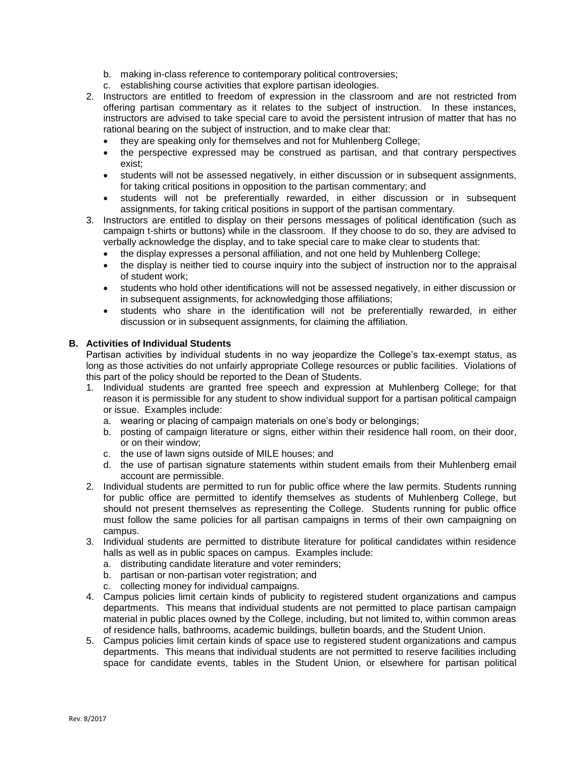b. making in-class reference to contemporary political controversies;
   c. establishing course activities that explore partisan ideologies.
2. Instructors are entitled to freedom of expression in the classroom and are not restricted from offering partisan commentary as it relates to the subject of instruction. In these instances, instructors are advised to take special care to avoid the persistent intrusion of matter that has no rational bearing on the subject of instruction, and to make clear that:
   - they are speaking only for themselves and not for Muhlenberg College;
   - the perspective expressed may be construed as partisan, and that contrary perspectives exist;
   - students will not be assessed negatively, in either discussion or in subsequent assignments, for taking critical positions in opposition to the partisan commentary; and
   - students will not be preferentially rewarded, in either discussion or in subsequent assignments, for taking critical positions in support of the partisan commentary.
3. Instructors are entitled to display on their persons messages of political identification (such as campaign t-shirts or buttons) while in the classroom. If they choose to do so, they are advised to verbally acknowledge the display, and to take special care to make clear to students that:
   - the display expresses a personal affiliation, and not one held by Muhlenberg College;
   - the display is neither tied to course inquiry into the subject of instruction nor to the appraisal of student work;
   - students who hold other identifications will not be assessed negatively, in either discussion or in subsequent assignments, for acknowledging those affiliations;
   - students who share in the identification will not be preferentially rewarded, in either discussion or in subsequent assignments, for claiming the affiliation.

### B. Activities of Individual Students

Partisan activities by individual students in no way jeopardize the College's tax-exempt status, as long as those activities do not unfairly appropriate College resources or public facilities. Violations of this part of the policy should be reported to the Dean of Students.

1. Individual students are granted free speech and expression at Muhlenberg College; for that reason it is permissible for any student to show individual support for a partisan political campaign or issue. Examples include:
   a. wearing or placing of campaign materials on one's body or belongings;
   b. posting of campaign literature or signs, either within their residence hall room, on their door, or on their window;
   c. the use of lawn signs outside of MILE houses; and
   d. the use of partisan signature statements within student emails from their Muhlenberg email account are permissible.
2. Individual students are permitted to run for public office where the law permits. Students running for public office are permitted to identify themselves as students of Muhlenberg College, but should not present themselves as representing the College. Students running for public office must follow the same policies for all partisan campaigns in terms of their own campaigning on campus.
3. Individual students are permitted to distribute literature for political candidates within residence halls as well as in public spaces on campus. Examples include:
   a. distributing candidate literature and voter reminders;
   b. partisan or non-partisan voter registration; and
   c. collecting money for individual campaigns.
4. Campus policies limit certain kinds of publicity to registered student organizations and campus departments. This means that individual students are not permitted to place partisan campaign material in public places owned by the College, including, but not limited to, within common areas of residence halls, bathrooms, academic buildings, bulletin boards, and the Student Union.
5. Campus policies limit certain kinds of space use to registered student organizations and campus departments. This means that individual students are not permitted to reserve facilities including space for candidate events, tables in the Student Union, or elsewhere for partisan political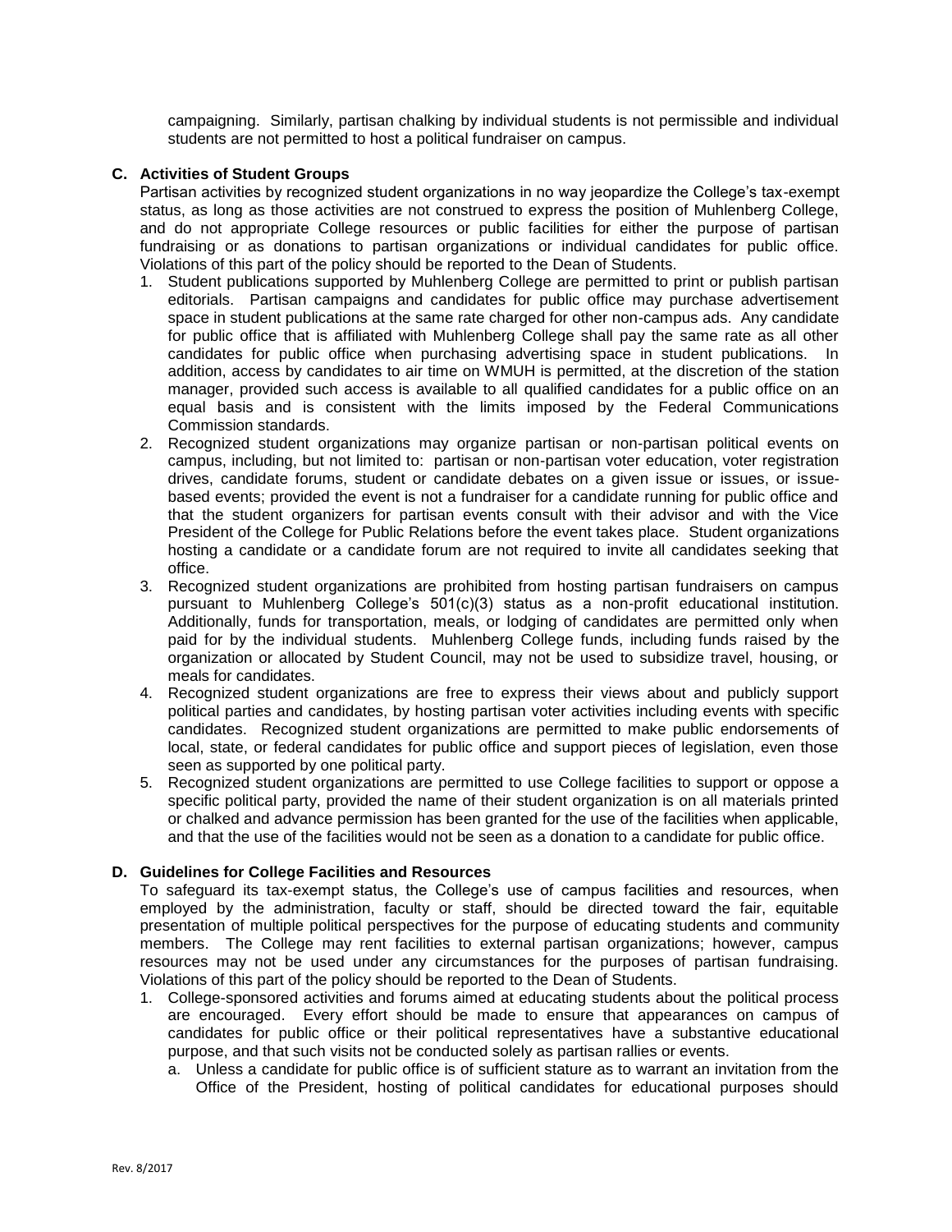campaigning. Similarly, partisan chalking by individual students is not permissible and individual students are not permitted to host a political fundraiser on campus.

**C. Activities of Student Groups**

Partisan activities by recognized student organizations in no way jeopardize the College's tax-exempt status, as long as those activities are not construed to express the position of Muhlenberg College, and do not appropriate College resources or public facilities for either the purpose of partisan fundraising or as donations to partisan organizations or individual candidates for public office. Violations of this part of the policy should be reported to the Dean of Students.

1. Student publications supported by Muhlenberg College are permitted to print or publish partisan editorials. Partisan campaigns and candidates for public office may purchase advertisement space in student publications at the same rate charged for other non-campus ads. Any candidate for public office that is affiliated with Muhlenberg College shall pay the same rate as all other candidates for public office when purchasing advertising space in student publications. In addition, access by candidates to air time on WMUH is permitted, at the discretion of the station manager, provided such access is available to all qualified candidates for a public office on an equal basis and is consistent with the limits imposed by the Federal Communications Commission standards.
2. Recognized student organizations may organize partisan or non-partisan political events on campus, including, but not limited to: partisan or non-partisan voter education, voter registration drives, candidate forums, student or candidate debates on a given issue or issues, or issue-based events; provided the event is not a fundraiser for a candidate running for public office and that the student organizers for partisan events consult with their advisor and with the Vice President of the College for Public Relations before the event takes place. Student organizations hosting a candidate or a candidate forum are not required to invite all candidates seeking that office.
3. Recognized student organizations are prohibited from hosting partisan fundraisers on campus pursuant to Muhlenberg College's 501(c)(3) status as a non-profit educational institution. Additionally, funds for transportation, meals, or lodging of candidates are permitted only when paid for by the individual students. Muhlenberg College funds, including funds raised by the organization or allocated by Student Council, may not be used to subsidize travel, housing, or meals for candidates.
4. Recognized student organizations are free to express their views about and publicly support political parties and candidates, by hosting partisan voter activities including events with specific candidates. Recognized student organizations are permitted to make public endorsements of local, state, or federal candidates for public office and support pieces of legislation, even those seen as supported by one political party.
5. Recognized student organizations are permitted to use College facilities to support or oppose a specific political party, provided the name of their student organization is on all materials printed or chalked and advance permission has been granted for the use of the facilities when applicable, and that the use of the facilities would not be seen as a donation to a candidate for public office.

**D. Guidelines for College Facilities and Resources**

To safeguard its tax-exempt status, the College's use of campus facilities and resources, when employed by the administration, faculty or staff, should be directed toward the fair, equitable presentation of multiple political perspectives for the purpose of educating students and community members. The College may rent facilities to external partisan organizations; however, campus resources may not be used under any circumstances for the purposes of partisan fundraising. Violations of this part of the policy should be reported to the Dean of Students.

1. College-sponsored activities and forums aimed at educating students about the political process are encouraged. Every effort should be made to ensure that appearances on campus of candidates for public office or their political representatives have a substantive educational purpose, and that such visits not be conducted solely as partisan rallies or events.
   a. Unless a candidate for public office is of sufficient stature as to warrant an invitation from the Office of the President, hosting of political candidates for educational purposes should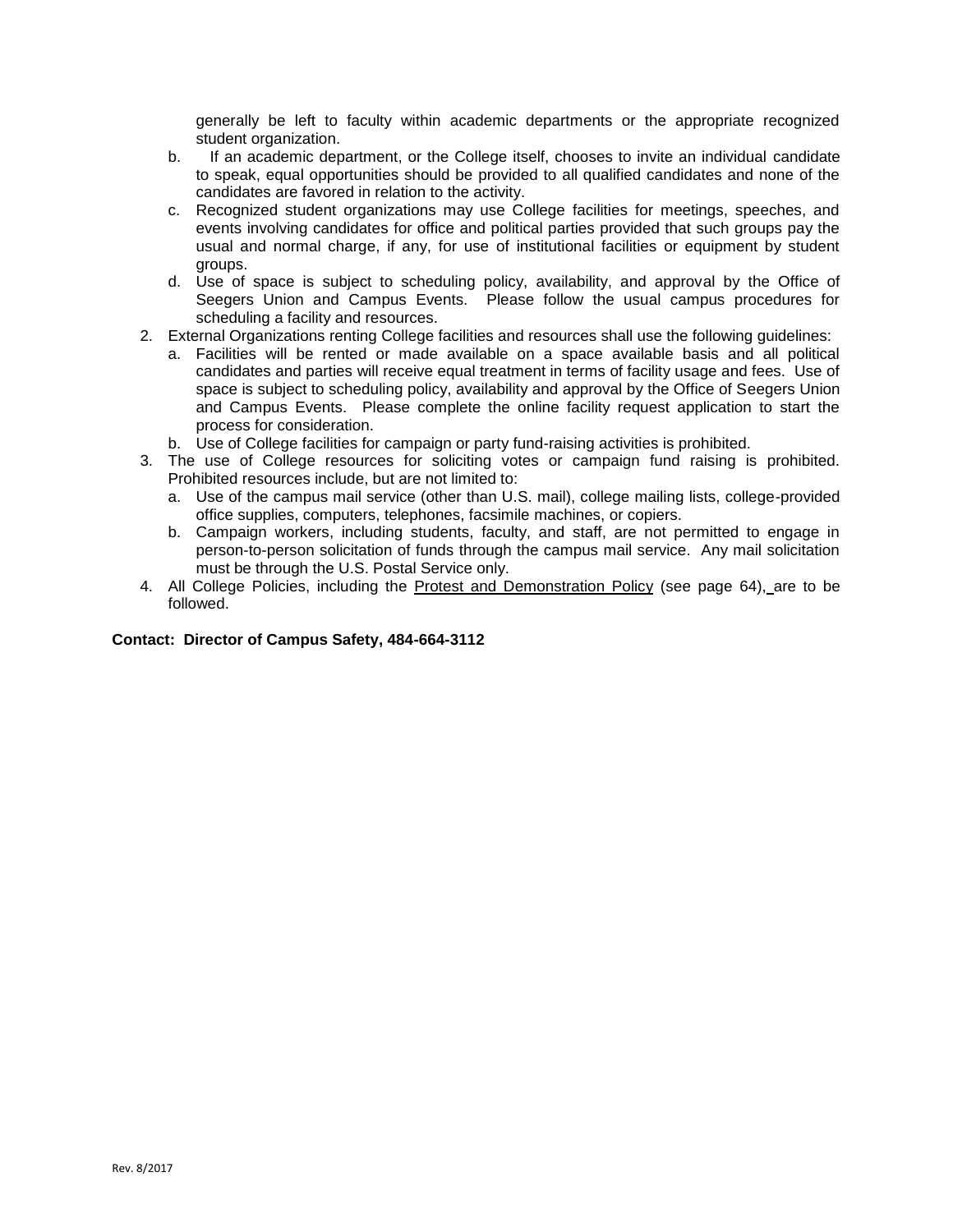generally be left to faculty within academic departments or the appropriate recognized student organization.

   b. If an academic department, or the College itself, chooses to invite an individual candidate to speak, equal opportunities should be provided to all qualified candidates and none of the candidates are favored in relation to the activity.
   c. Recognized student organizations may use College facilities for meetings, speeches, and events involving candidates for office and political parties provided that such groups pay the usual and normal charge, if any, for use of institutional facilities or equipment by student groups.
   d. Use of space is subject to scheduling policy, availability, and approval by the Office of Seegers Union and Campus Events. Please follow the usual campus procedures for scheduling a facility and resources.

2. External Organizations renting College facilities and resources shall use the following guidelines:
   a. Facilities will be rented or made available on a space available basis and all political candidates and parties will receive equal treatment in terms of facility usage and fees. Use of space is subject to scheduling policy, availability and approval by the Office of Seegers Union and Campus Events. Please complete the online facility request application to start the process for consideration.
   b. Use of College facilities for campaign or party fund-raising activities is prohibited.
3. The use of College resources for soliciting votes or campaign fund raising is prohibited. Prohibited resources include, but are not limited to:
   a. Use of the campus mail service (other than U.S. mail), college mailing lists, college-provided office supplies, computers, telephones, facsimile machines, or copiers.
   b. Campaign workers, including students, faculty, and staff, are not permitted to engage in person-to-person solicitation of funds through the campus mail service. Any mail solicitation must be through the U.S. Postal Service only.
4. All College Policies, including the Protest and Demonstration Policy (see page 64), are to be followed.

**Contact: Director of Campus Safety, 484-664-3112**

Rev. 8/2017